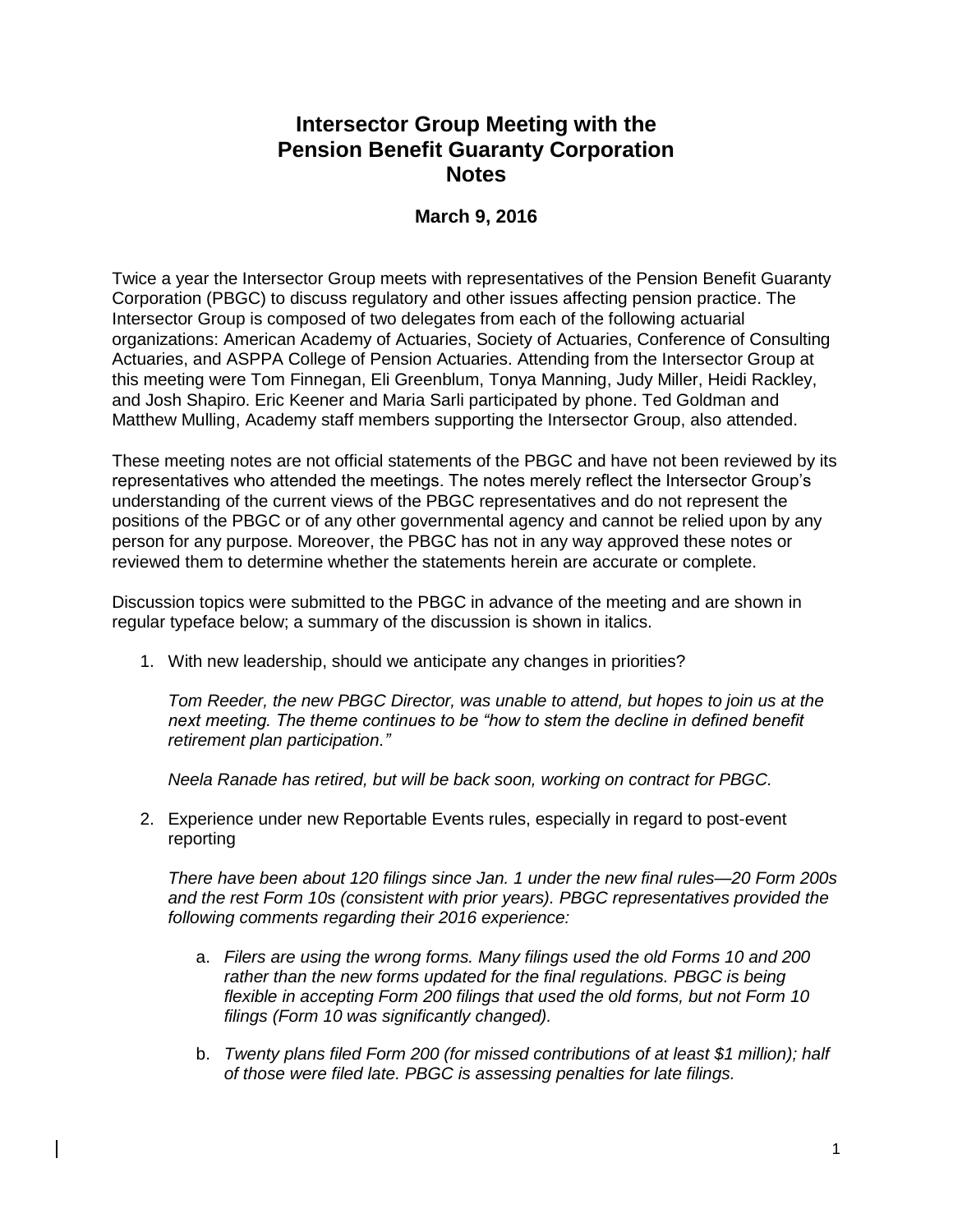# Intersector Group Meeting with the Pension Benefit Guaranty Corporation Notes

## March 9, 2016

Twice a year the Intersector Group meets with representatives of the Pension Benefit Guaranty Corporation (PBGC) to discuss regulatory and other issues affecting pension practice. The Intersector Group is composed of two delegates from each of the following actuarial organizations: American Academy of Actuaries, Society of Actuaries, Conference of Consulting Actuaries, and ASPPA College of Pension Actuaries. Attending from the Intersector Group at this meeting were Tom Finnegan, Eli Greenblum, Tonya Manning, Judy Miller, Heidi Rackley, and Josh Shapiro. Eric Keener and Maria Sarli participated by phone. Ted Goldman and Matthew Mulling, Academy staff members supporting the Intersector Group, also attended.

These meeting notes are not official statements of the PBGC and have not been reviewed by its representatives who attended the meetings. The notes merely reflect the Intersector Group's understanding of the current views of the PBGC representatives and do not represent the positions of the PBGC or of any other governmental agency and cannot be relied upon by any person for any purpose. Moreover, the PBGC has not in any way approved these notes or reviewed them to determine whether the statements herein are accurate or complete.

Discussion topics were submitted to the PBGC in advance of the meeting and are shown in regular typeface below; a summary of the discussion is shown in italics.

1. With new leadership, should we anticipate any changes in priorities?

   *Tom Reeder, the new PBGC Director, was unable to attend, but hopes to join us at the next meeting. The theme continues to be "how to stem the decline in defined benefit retirement plan participation."*

   *Neela Ranade has retired, but will be back soon, working on contract for PBGC.*

2. Experience under new Reportable Events rules, especially in regard to post-event reporting

   *There have been about 120 filings since Jan. 1 under the new final rules—20 Form 200s and the rest Form 10s (consistent with prior years). PBGC representatives provided the following comments regarding their 2016 experience:*

   a. *Filers are using the wrong forms. Many filings used the old Forms 10 and 200 rather than the new forms updated for the final regulations. PBGC is being flexible in accepting Form 200 filings that used the old forms, but not Form 10 filings (Form 10 was significantly changed).*

   b. *Twenty plans filed Form 200 (for missed contributions of at least $1 million); half of those were filed late. PBGC is assessing penalties for late filings.*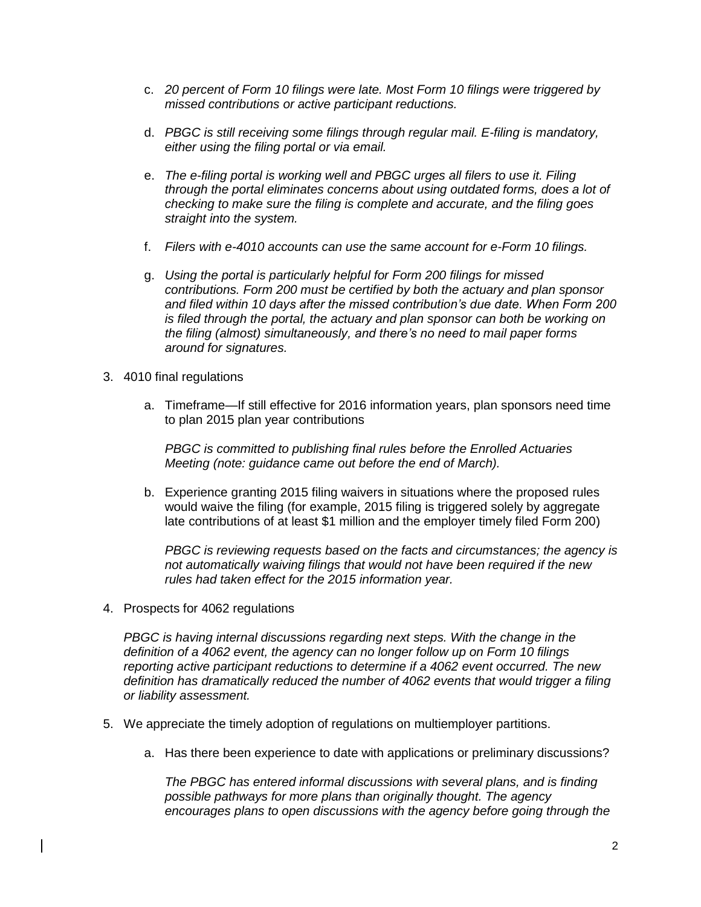c. *20 percent of Form 10 filings were late. Most Form 10 filings were triggered by missed contributions or active participant reductions.*

d. *PBGC is still receiving some filings through regular mail. E-filing is mandatory, either using the filing portal or via email.*

e. *The e-filing portal is working well and PBGC urges all filers to use it. Filing through the portal eliminates concerns about using outdated forms, does a lot of checking to make sure the filing is complete and accurate, and the filing goes straight into the system.*

f. *Filers with e-4010 accounts can use the same account for e-Form 10 filings.*

g. *Using the portal is particularly helpful for Form 200 filings for missed contributions. Form 200 must be certified by both the actuary and plan sponsor and filed within 10 days after the missed contribution's due date. When Form 200 is filed through the portal, the actuary and plan sponsor can both be working on the filing (almost) simultaneously, and there's no need to mail paper forms around for signatures.*

3. 4010 final regulations

   a. Timeframe—If still effective for 2016 information years, plan sponsors need time to plan 2015 plan year contributions

      *PBGC is committed to publishing final rules before the Enrolled Actuaries Meeting (note: guidance came out before the end of March).*

   b. Experience granting 2015 filing waivers in situations where the proposed rules would waive the filing (for example, 2015 filing is triggered solely by aggregate late contributions of at least $1 million and the employer timely filed Form 200)

      *PBGC is reviewing requests based on the facts and circumstances; the agency is not automatically waiving filings that would not have been required if the new rules had taken effect for the 2015 information year.*

4. Prospects for 4062 regulations

   *PBGC is having internal discussions regarding next steps. With the change in the definition of a 4062 event, the agency can no longer follow up on Form 10 filings reporting active participant reductions to determine if a 4062 event occurred. The new definition has dramatically reduced the number of 4062 events that would trigger a filing or liability assessment.*

5. We appreciate the timely adoption of regulations on multiemployer partitions.

   a. Has there been experience to date with applications or preliminary discussions?

      *The PBGC has entered informal discussions with several plans, and is finding possible pathways for more plans than originally thought. The agency encourages plans to open discussions with the agency before going through the*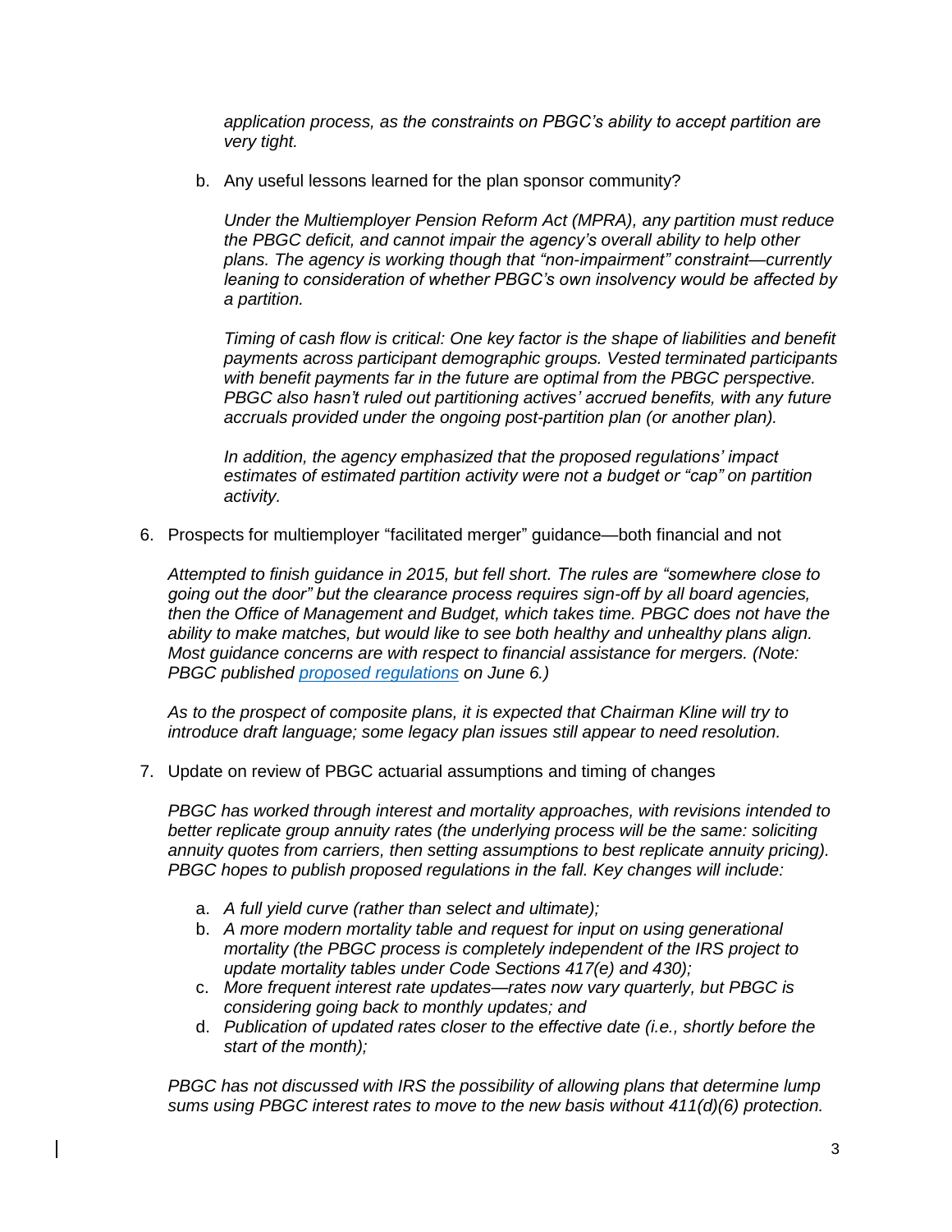*application process, as the constraints on PBGC's ability to accept partition are very tight.*

b. Any useful lessons learned for the plan sponsor community?

   *Under the Multiemployer Pension Reform Act (MPRA), any partition must reduce the PBGC deficit, and cannot impair the agency's overall ability to help other plans. The agency is working though that "non-impairment" constraint—currently leaning to consideration of whether PBGC's own insolvency would be affected by a partition.*

   *Timing of cash flow is critical: One key factor is the shape of liabilities and benefit payments across participant demographic groups. Vested terminated participants with benefit payments far in the future are optimal from the PBGC perspective. PBGC also hasn't ruled out partitioning actives' accrued benefits, with any future accruals provided under the ongoing post-partition plan (or another plan).*

   *In addition, the agency emphasized that the proposed regulations' impact estimates of estimated partition activity were not a budget or "cap" on partition activity.*

6. Prospects for multiemployer "facilitated merger" guidance—both financial and not

   *Attempted to finish guidance in 2015, but fell short. The rules are "somewhere close to going out the door" but the clearance process requires sign-off by all board agencies, then the Office of Management and Budget, which takes time. PBGC does not have the ability to make matches, but would like to see both healthy and unhealthy plans align. Most guidance concerns are with respect to financial assistance for mergers. (Note: PBGC published [proposed regulations]() on June 6.)*

   *As to the prospect of composite plans, it is expected that Chairman Kline will try to introduce draft language; some legacy plan issues still appear to need resolution.*

7. Update on review of PBGC actuarial assumptions and timing of changes

   *PBGC has worked through interest and mortality approaches, with revisions intended to better replicate group annuity rates (the underlying process will be the same: soliciting annuity quotes from carriers, then setting assumptions to best replicate annuity pricing). PBGC hopes to publish proposed regulations in the fall. Key changes will include:*

   a. *A full yield curve (rather than select and ultimate);*
   b. *A more modern mortality table and request for input on using generational mortality (the PBGC process is completely independent of the IRS project to update mortality tables under Code Sections 417(e) and 430);*
   c. *More frequent interest rate updates—rates now vary quarterly, but PBGC is considering going back to monthly updates; and*
   d. *Publication of updated rates closer to the effective date (i.e., shortly before the start of the month);*

   *PBGC has not discussed with IRS the possibility of allowing plans that determine lump sums using PBGC interest rates to move to the new basis without 411(d)(6) protection.*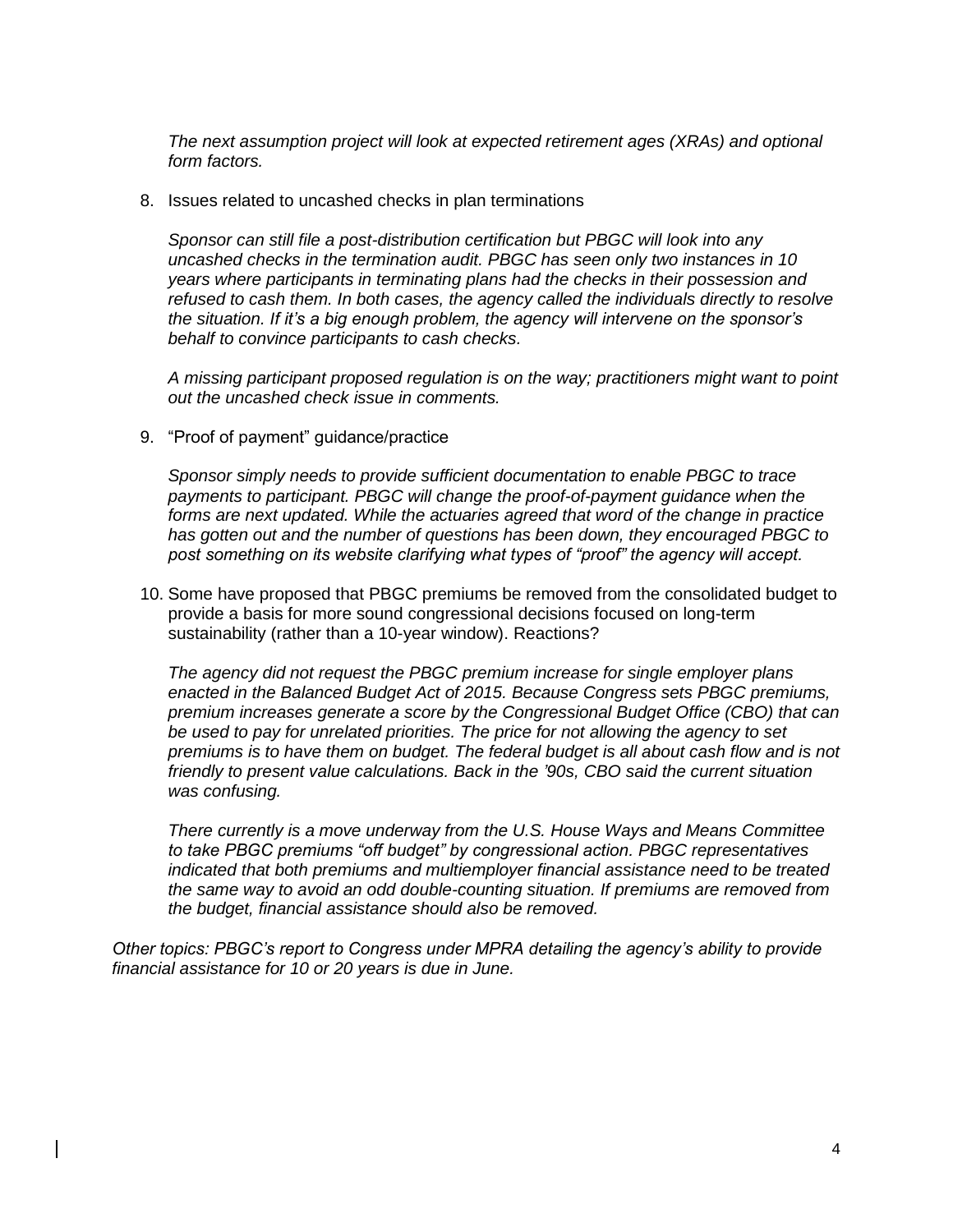*The next assumption project will look at expected retirement ages (XRAs) and optional form factors.*

8. Issues related to uncashed checks in plan terminations

   *Sponsor can still file a post-distribution certification but PBGC will look into any uncashed checks in the termination audit. PBGC has seen only two instances in 10 years where participants in terminating plans had the checks in their possession and refused to cash them. In both cases, the agency called the individuals directly to resolve the situation. If it's a big enough problem, the agency will intervene on the sponsor's behalf to convince participants to cash checks.*

   *A missing participant proposed regulation is on the way; practitioners might want to point out the uncashed check issue in comments.*

9. "Proof of payment" guidance/practice

   *Sponsor simply needs to provide sufficient documentation to enable PBGC to trace payments to participant. PBGC will change the proof-of-payment guidance when the forms are next updated. While the actuaries agreed that word of the change in practice has gotten out and the number of questions has been down, they encouraged PBGC to post something on its website clarifying what types of "proof" the agency will accept.*

10. Some have proposed that PBGC premiums be removed from the consolidated budget to provide a basis for more sound congressional decisions focused on long-term sustainability (rather than a 10-year window). Reactions?

    *The agency did not request the PBGC premium increase for single employer plans enacted in the Balanced Budget Act of 2015. Because Congress sets PBGC premiums, premium increases generate a score by the Congressional Budget Office (CBO) that can be used to pay for unrelated priorities. The price for not allowing the agency to set premiums is to have them on budget. The federal budget is all about cash flow and is not friendly to present value calculations. Back in the '90s, CBO said the current situation was confusing.*

    *There currently is a move underway from the U.S. House Ways and Means Committee to take PBGC premiums "off budget" by congressional action. PBGC representatives indicated that both premiums and multiemployer financial assistance need to be treated the same way to avoid an odd double-counting situation. If premiums are removed from the budget, financial assistance should also be removed.*

*Other topics: PBGC's report to Congress under MPRA detailing the agency's ability to provide financial assistance for 10 or 20 years is due in June.*